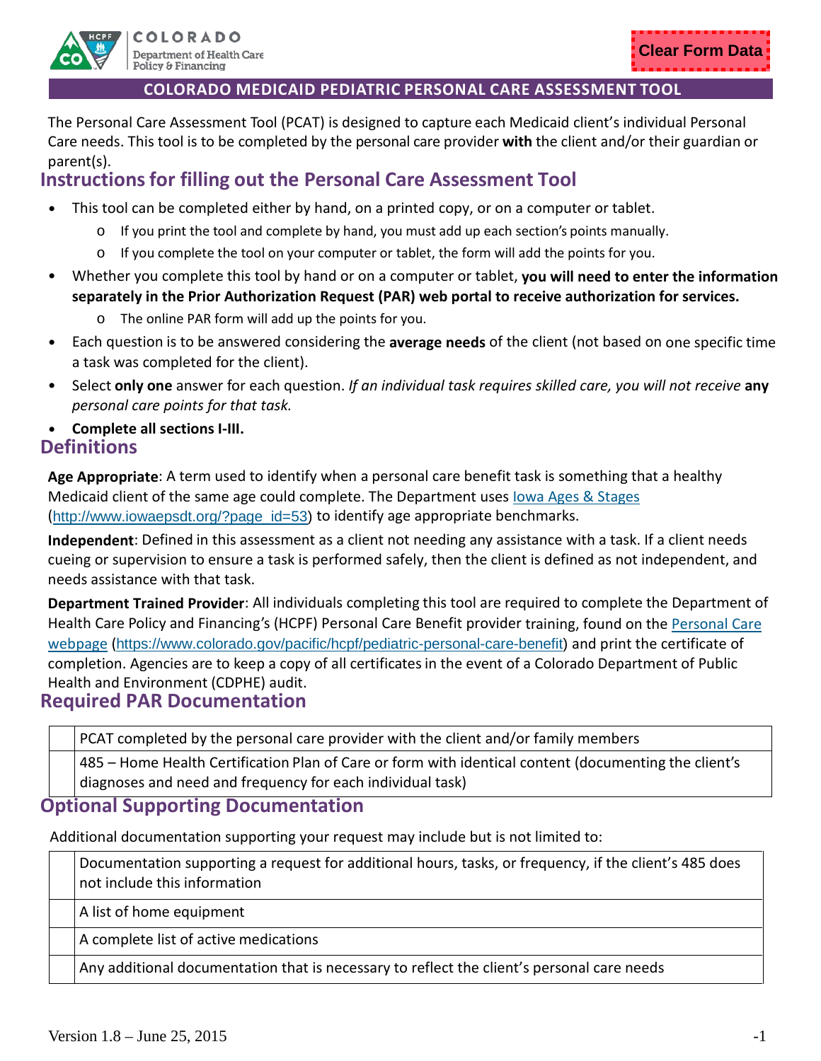COLORADO
Department of Health Care Policy & Financing

Clear Form Data

# COLORADO MEDICAID PEDIATRIC PERSONAL CARE ASSESSMENT TOOL

The Personal Care Assessment Tool (PCAT) is designed to capture each Medicaid client's individual Personal Care needs. This tool is to be completed by the personal care provider **with** the client and/or their guardian or parent(s).

## Instructions for filling out the Personal Care Assessment Tool

- This tool can be completed either by hand, on a printed copy, or on a computer or tablet.
  - If you print the tool and complete by hand, you must add up each section's points manually.
  - If you complete the tool on your computer or tablet, the form will add the points for you.
- Whether you complete this tool by hand or on a computer or tablet, **you will need to enter the information separately in the Prior Authorization Request (PAR) web portal to receive authorization for services.**
  - The online PAR form will add up the points for you.
- Each question is to be answered considering the **average needs** of the client (not based on one specific time a task was completed for the client).
- Select **only one** answer for each question. *If an individual task requires skilled care, you will not receive* **any** *personal care points for that task.*
- **Complete all sections I-III.**

## Definitions

**Age Appropriate**: A term used to identify when a personal care benefit task is something that a healthy Medicaid client of the same age could complete. The Department uses Iowa Ages & Stages (http://www.iowaepsdt.org/?page_id=53) to identify age appropriate benchmarks.

**Independent**: Defined in this assessment as a client not needing any assistance with a task. If a client needs cueing or supervision to ensure a task is performed safely, then the client is defined as not independent, and needs assistance with that task.

**Department Trained Provider**: All individuals completing this tool are required to complete the Department of Health Care Policy and Financing's (HCPF) Personal Care Benefit provider training, found on the Personal Care webpage (https://www.colorado.gov/pacific/hcpf/pediatric-personal-care-benefit) and print the certificate of completion. Agencies are to keep a copy of all certificates in the event of a Colorado Department of Public Health and Environment (CDPHE) audit.

## Required PAR Documentation

| | |
|---|---|
| | PCAT completed by the personal care provider with the client and/or family members |
| | 485 – Home Health Certification Plan of Care or form with identical content (documenting the client's diagnoses and need and frequency for each individual task) |

## Optional Supporting Documentation

Additional documentation supporting your request may include but is not limited to:

| | |
|---|---|
| | Documentation supporting a request for additional hours, tasks, or frequency, if the client's 485 does not include this information |
| | A list of home equipment |
| | A complete list of active medications |
| | Any additional documentation that is necessary to reflect the client's personal care needs |

Version 1.8 – June 25, 2015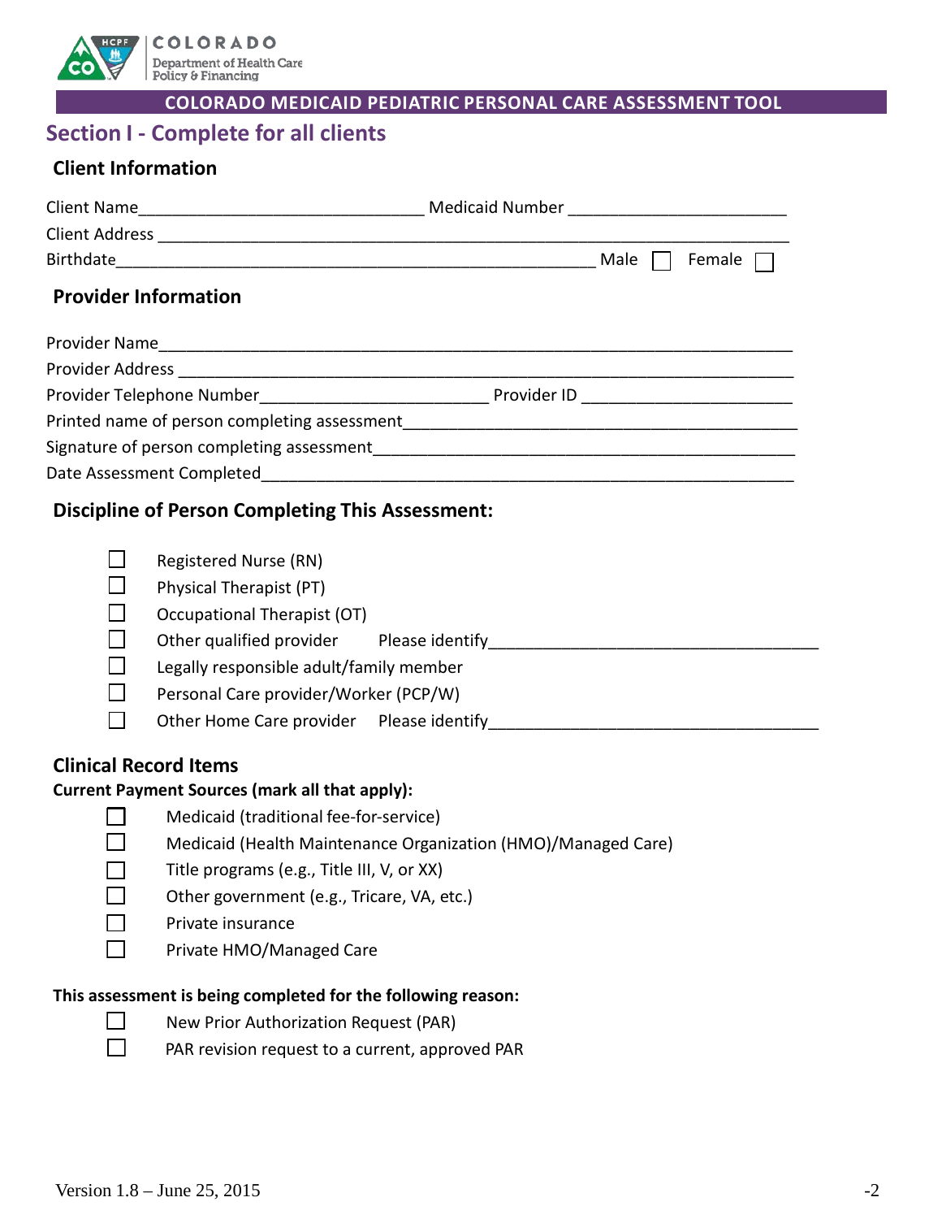COLORADO Department of Health Care Policy & Financing

**COLORADO MEDICAID PEDIATRIC PERSONAL CARE ASSESSMENT TOOL**

## Section I - Complete for all clients

### Client Information

Client Name______________________________ Medicaid Number _______________________

Client Address ____________________________________________________________

Birthdate__________________________________________________ Male ☐ Female ☐

### Provider Information

Provider Name_____________________________________________________________

Provider Address ___________________________________________________________

Provider Telephone Number________________________ Provider ID ______________________

Printed name of person completing assessment_______________________________________

Signature of person completing assessment__________________________________________

Date Assessment Completed____________________________________________________

### Discipline of Person Completing This Assessment:

- ☐ Registered Nurse (RN)
- ☐ Physical Therapist (PT)
- ☐ Occupational Therapist (OT)
- ☐ Other qualified provider Please identify___________________________________
- ☐ Legally responsible adult/family member
- ☐ Personal Care provider/Worker (PCP/W)
- ☐ Other Home Care provider Please identify___________________________________

### Clinical Record Items

**Current Payment Sources (mark all that apply):**

- ☐ Medicaid (traditional fee-for-service)
- ☐ Medicaid (Health Maintenance Organization (HMO)/Managed Care)
- ☐ Title programs (e.g., Title III, V, or XX)
- ☐ Other government (e.g., Tricare, VA, etc.)
- ☐ Private insurance
- ☐ Private HMO/Managed Care

**This assessment is being completed for the following reason:**

- ☐ New Prior Authorization Request (PAR)
- ☐ PAR revision request to a current, approved PAR

Version 1.8 – June 25, 2015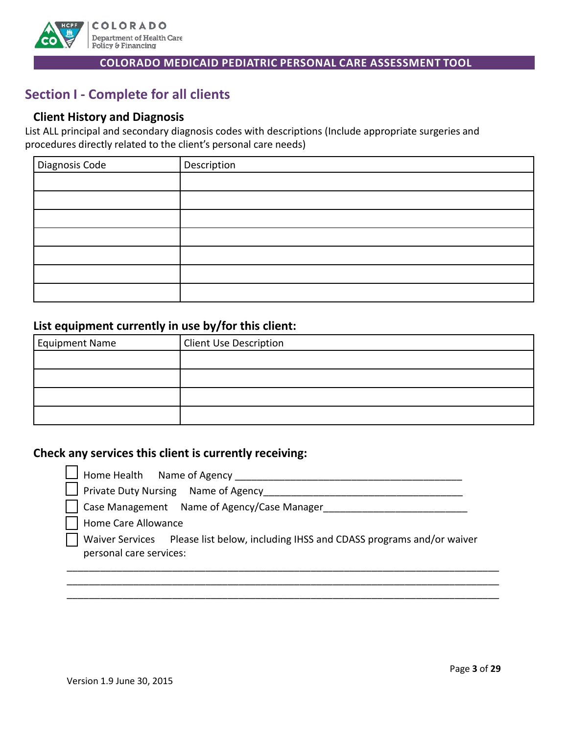## Section I - Complete for all clients

### Client History and Diagnosis

List ALL principal and secondary diagnosis codes with descriptions (Include appropriate surgeries and procedures directly related to the client's personal care needs)

| Diagnosis Code | Description |
|---|---|
| | |
| | |
| | |
| | |
| | |
| | |
| | |

### List equipment currently in use by/for this client:

| Equipment Name | Client Use Description |
|---|---|
| | |
| | |
| | |
| | |

### Check any services this client is currently receiving:

- ☐ Home Health   Name of Agency ________________________________________
- ☐ Private Duty Nursing   Name of Agency____________________________________
- ☐ Case Management   Name of Agency/Case Manager________________________
- ☐ Home Care Allowance
- ☐ Waiver Services   Please list below, including IHSS and CDASS programs and/or waiver personal care services:

______________________________________________________________________________

______________________________________________________________________________

______________________________________________________________________________

Version 1.9 June 30, 2015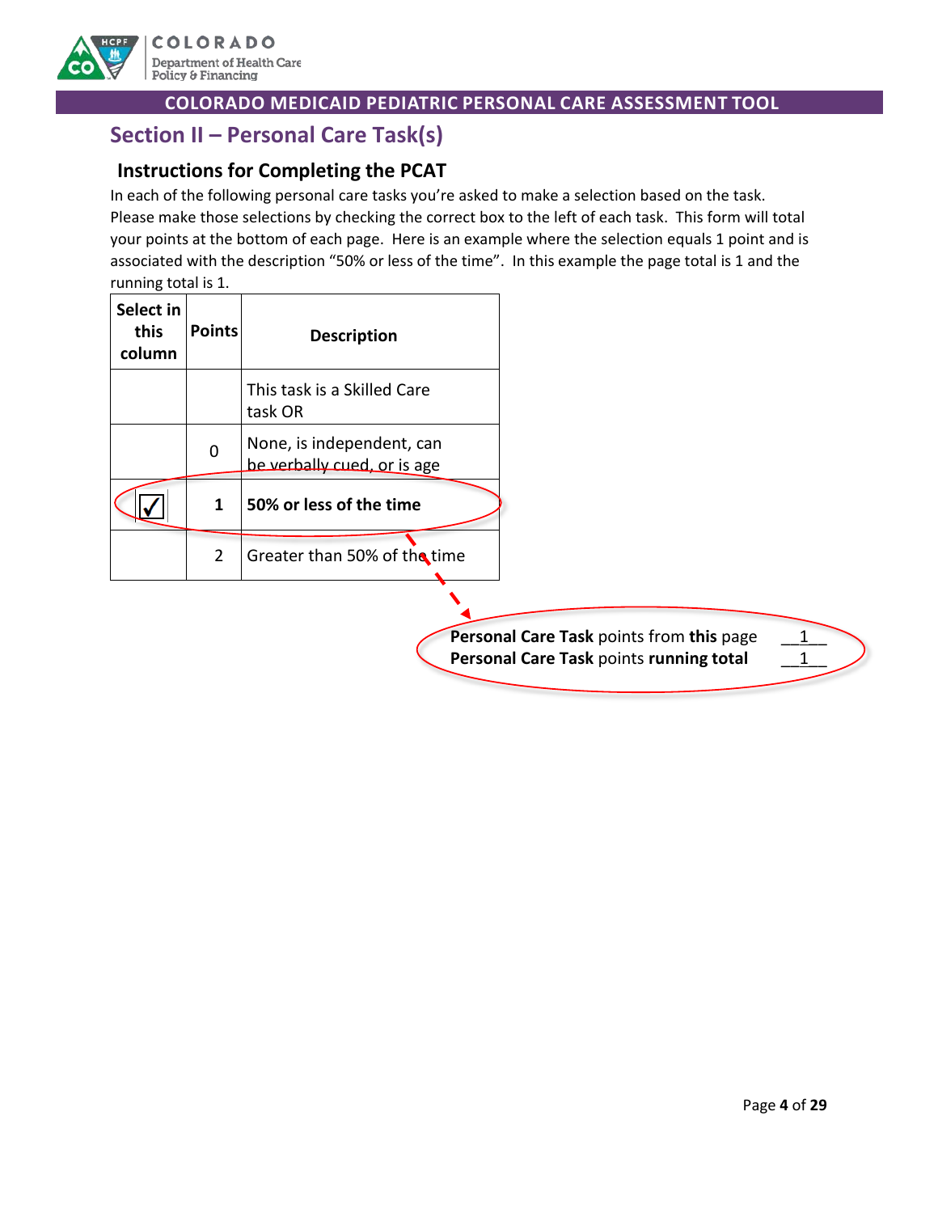## Section II – Personal Care Task(s)

### Instructions for Completing the PCAT

In each of the following personal care tasks you're asked to make a selection based on the task. Please make those selections by checking the correct box to the left of each task. This form will total your points at the bottom of each page. Here is an example where the selection equals 1 point and is associated with the description "50% or less of the time". In this example the page total is 1 and the running total is 1.

| Select in this column | Points | Description |
|---|---|---|
| | | This task is a Skilled Care task OR |
| | 0 | None, is independent, can be verbally cued, or is age |
| ☑ | **1** | **50% or less of the time** |
| | 2 | Greater than 50% of the time |

**Personal Care Task** points from **this** page __1__
**Personal Care Task** points **running total** __1__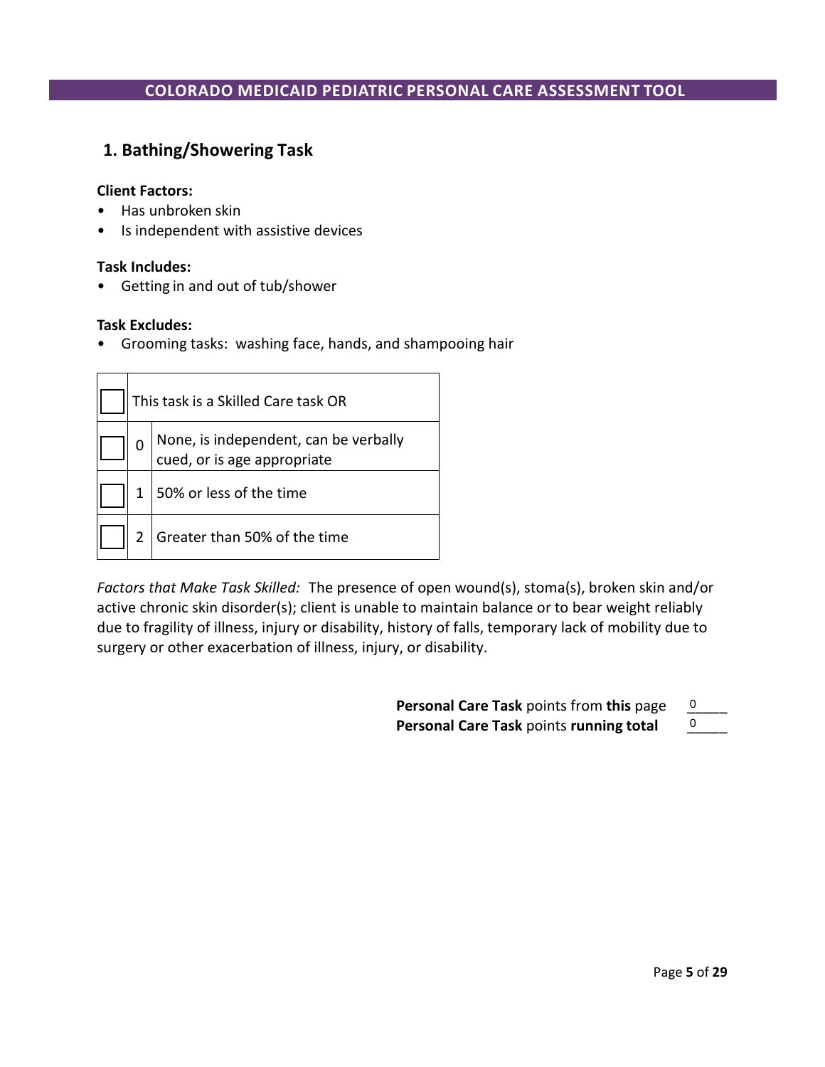## COLORADO MEDICAID PEDIATRIC PERSONAL CARE ASSESSMENT TOOL

### 1. Bathing/Showering Task

**Client Factors:**

- Has unbroken skin
- Is independent with assistive devices

**Task Includes:**

- Getting in and out of tub/shower

**Task Excludes:**

- Grooming tasks: washing face, hands, and shampooing hair

| ☐ | This task is a Skilled Care task OR | |
|---|---|---|
| ☐ | 0 | None, is independent, can be verbally cued, or is age appropriate |
| ☐ | 1 | 50% or less of the time |
| ☐ | 2 | Greater than 50% of the time |

*Factors that Make Task Skilled:* The presence of open wound(s), stoma(s), broken skin and/or active chronic skin disorder(s); client is unable to maintain balance or to bear weight reliably due to fragility of illness, injury or disability, history of falls, temporary lack of mobility due to surgery or other exacerbation of illness, injury, or disability.

**Personal Care Task** points from **this** page 0____

**Personal Care Task** points **running total** 0____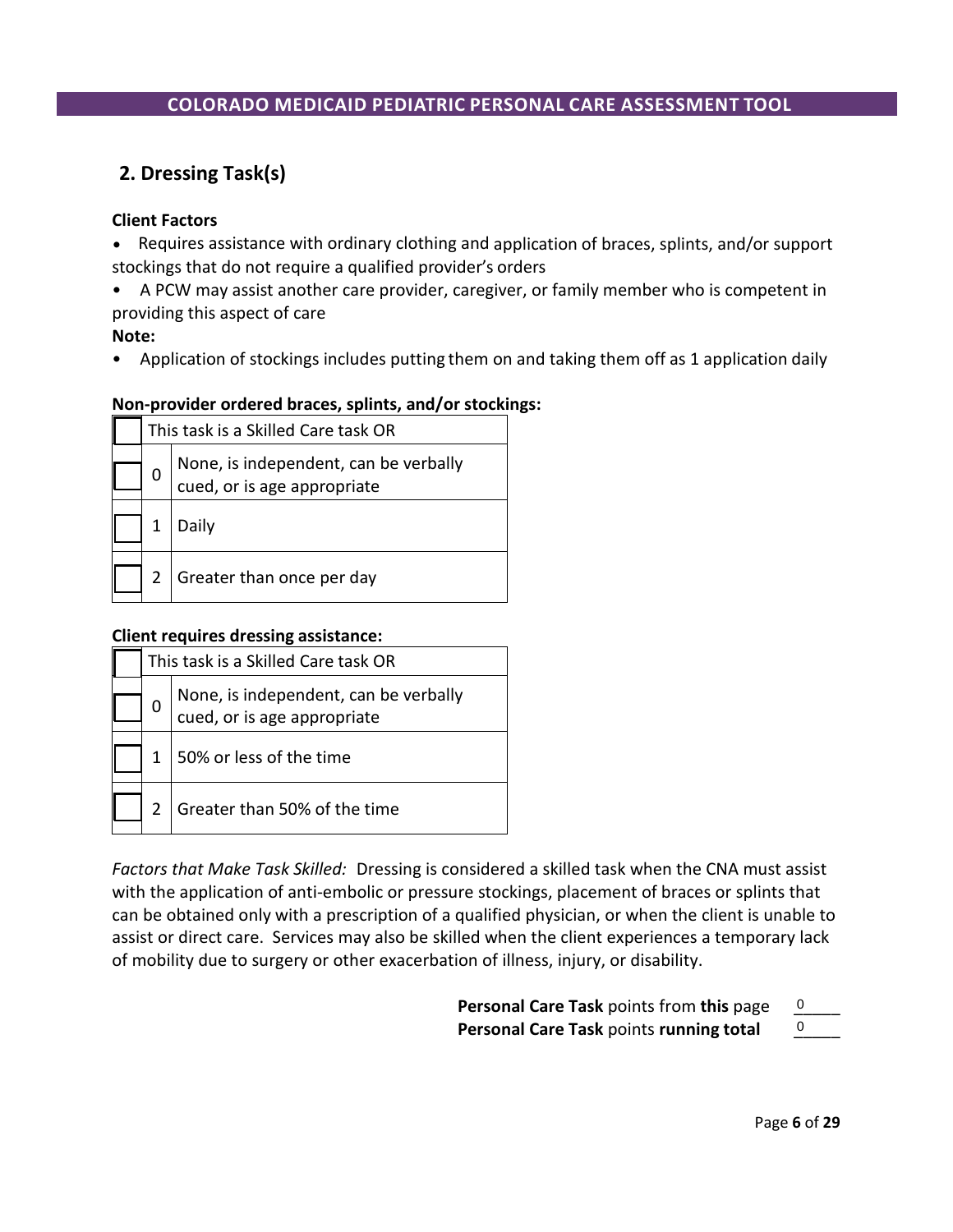## 2. Dressing Task(s)

**Client Factors**

- Requires assistance with ordinary clothing and application of braces, splints, and/or support stockings that do not require a qualified provider's orders
- A PCW may assist another care provider, caregiver, or family member who is competent in providing this aspect of care

**Note:**

- Application of stockings includes putting them on and taking them off as 1 application daily

**Non-provider ordered braces, splints, and/or stockings:**

| ☐ | This task is a Skilled Care task OR | |
|---|---|---|
| ☐ | 0 | None, is independent, can be verbally cued, or is age appropriate |
| ☐ | 1 | Daily |
| ☐ | 2 | Greater than once per day |

**Client requires dressing assistance:**

| ☐ | This task is a Skilled Care task OR | |
|---|---|---|
| ☐ | 0 | None, is independent, can be verbally cued, or is age appropriate |
| ☐ | 1 | 50% or less of the time |
| ☐ | 2 | Greater than 50% of the time |

*Factors that Make Task Skilled:* Dressing is considered a skilled task when the CNA must assist with the application of anti-embolic or pressure stockings, placement of braces or splints that can be obtained only with a prescription of a qualified physician, or when the client is unable to assist or direct care. Services may also be skilled when the client experiences a temporary lack of mobility due to surgery or other exacerbation of illness, injury, or disability.

**Personal Care Task** points from **this** page 0____
**Personal Care Task** points **running total** 0____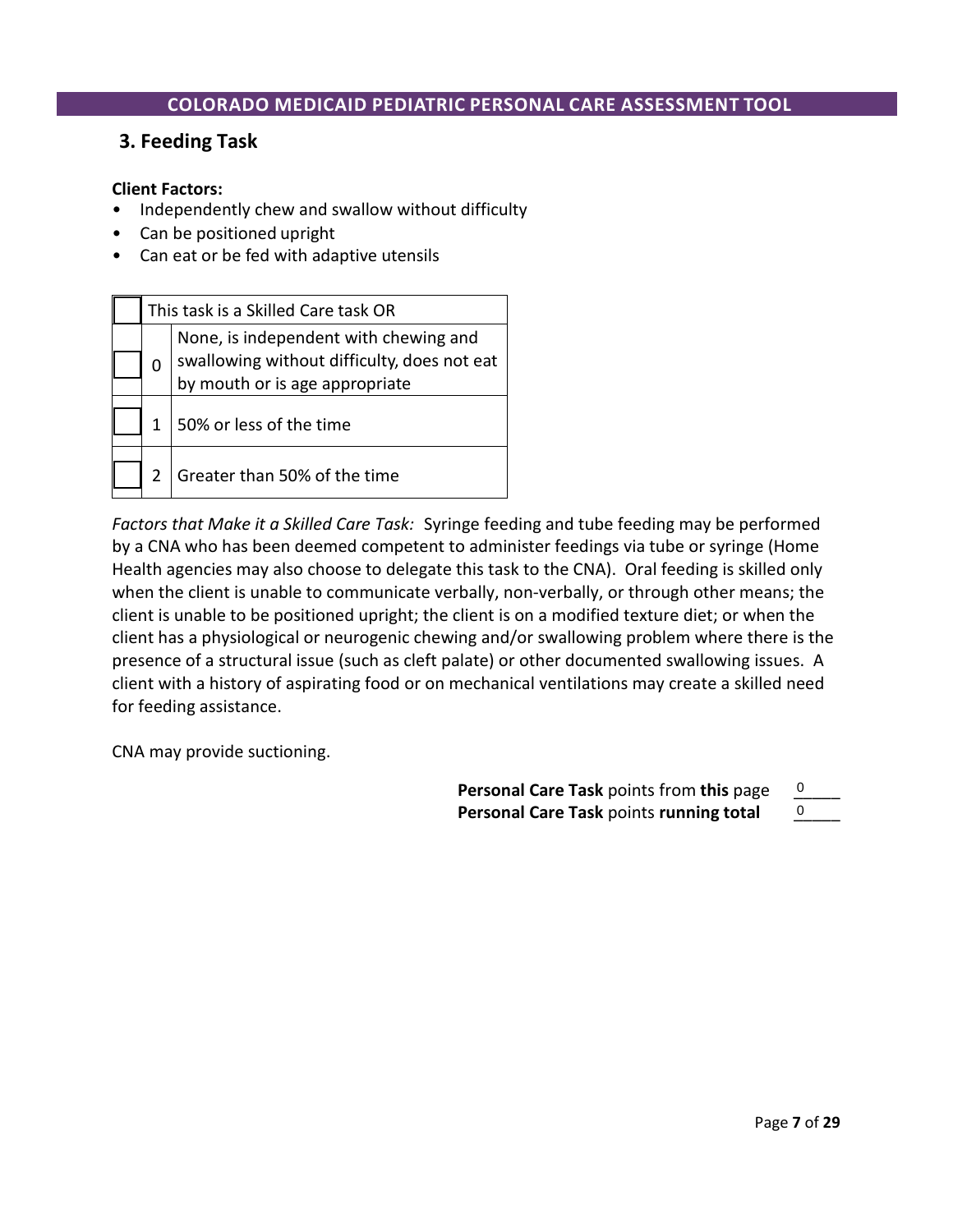## 3. Feeding Task

**Client Factors:**

- Independently chew and swallow without difficulty
- Can be positioned upright
- Can eat or be fed with adaptive utensils

| ☐ | This task is a Skilled Care task OR | |
|---|---|---|
| ☐ | 0 | None, is independent with chewing and swallowing without difficulty, does not eat by mouth or is age appropriate |
| ☐ | 1 | 50% or less of the time |
| ☐ | 2 | Greater than 50% of the time |

*Factors that Make it a Skilled Care Task:* Syringe feeding and tube feeding may be performed by a CNA who has been deemed competent to administer feedings via tube or syringe (Home Health agencies may also choose to delegate this task to the CNA). Oral feeding is skilled only when the client is unable to communicate verbally, non-verbally, or through other means; the client is unable to be positioned upright; the client is on a modified texture diet; or when the client has a physiological or neurogenic chewing and/or swallowing problem where there is the presence of a structural issue (such as cleft palate) or other documented swallowing issues. A client with a history of aspirating food or on mechanical ventilations may create a skilled need for feeding assistance.

CNA may provide suctioning.

**Personal Care Task** points from **this** page 0\_\_\_\_

**Personal Care Task** points **running total** 0\_\_\_\_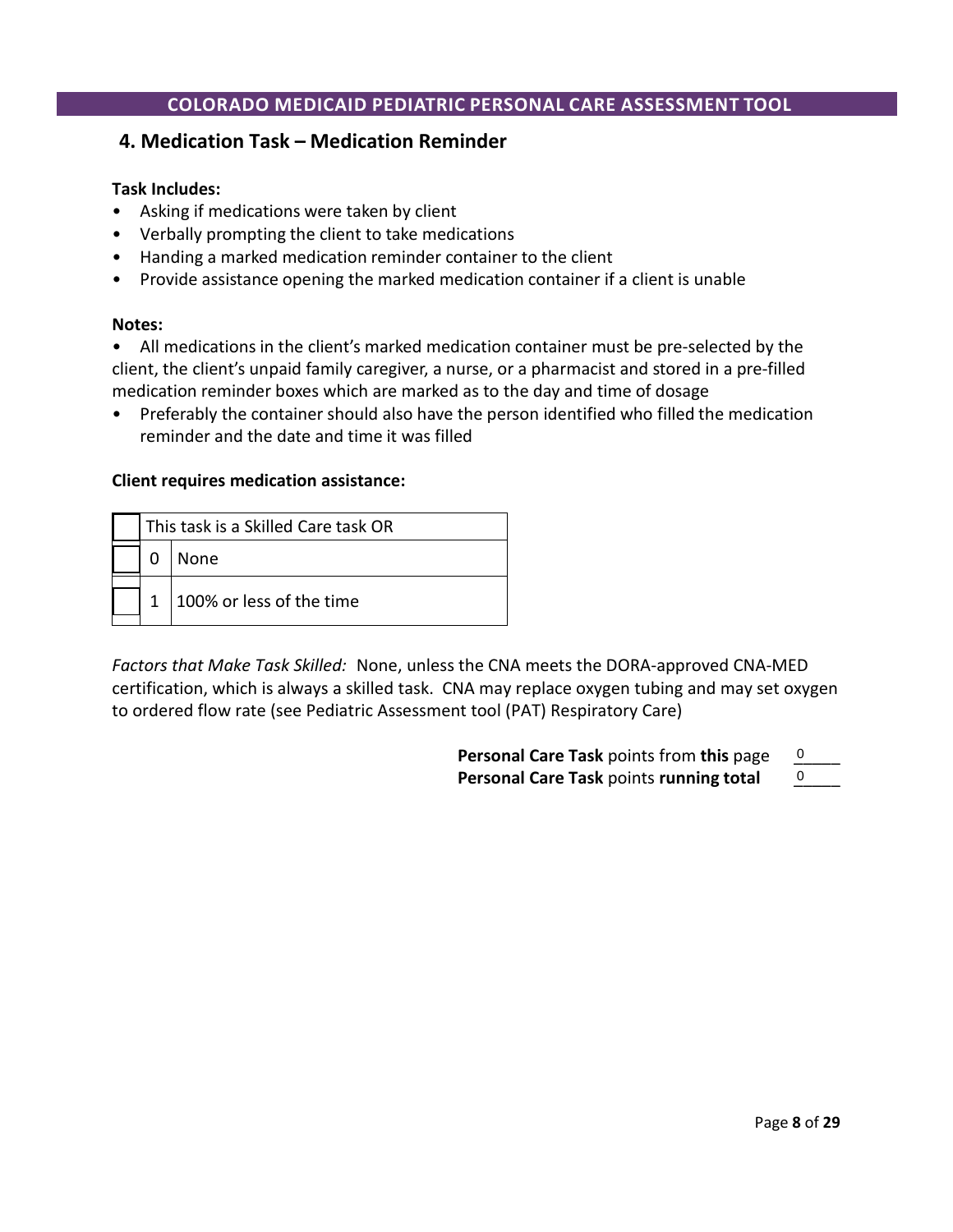## 4. Medication Task – Medication Reminder

**Task Includes:**

- Asking if medications were taken by client
- Verbally prompting the client to take medications
- Handing a marked medication reminder container to the client
- Provide assistance opening the marked medication container if a client is unable

**Notes:**

- All medications in the client's marked medication container must be pre-selected by the client, the client's unpaid family caregiver, a nurse, or a pharmacist and stored in a pre-filled medication reminder boxes which are marked as to the day and time of dosage
- Preferably the container should also have the person identified who filled the medication reminder and the date and time it was filled

**Client requires medication assistance:**

| ☐ | This task is a Skilled Care task OR | |
|---|---|---|
| ☐ | 0 | None |
| ☐ | 1 | 100% or less of the time |

*Factors that Make Task Skilled:* None, unless the CNA meets the DORA-approved CNA-MED certification, which is always a skilled task. CNA may replace oxygen tubing and may set oxygen to ordered flow rate (see Pediatric Assessment tool (PAT) Respiratory Care)

**Personal Care Task** points from **this** page 0

**Personal Care Task** points **running total** 0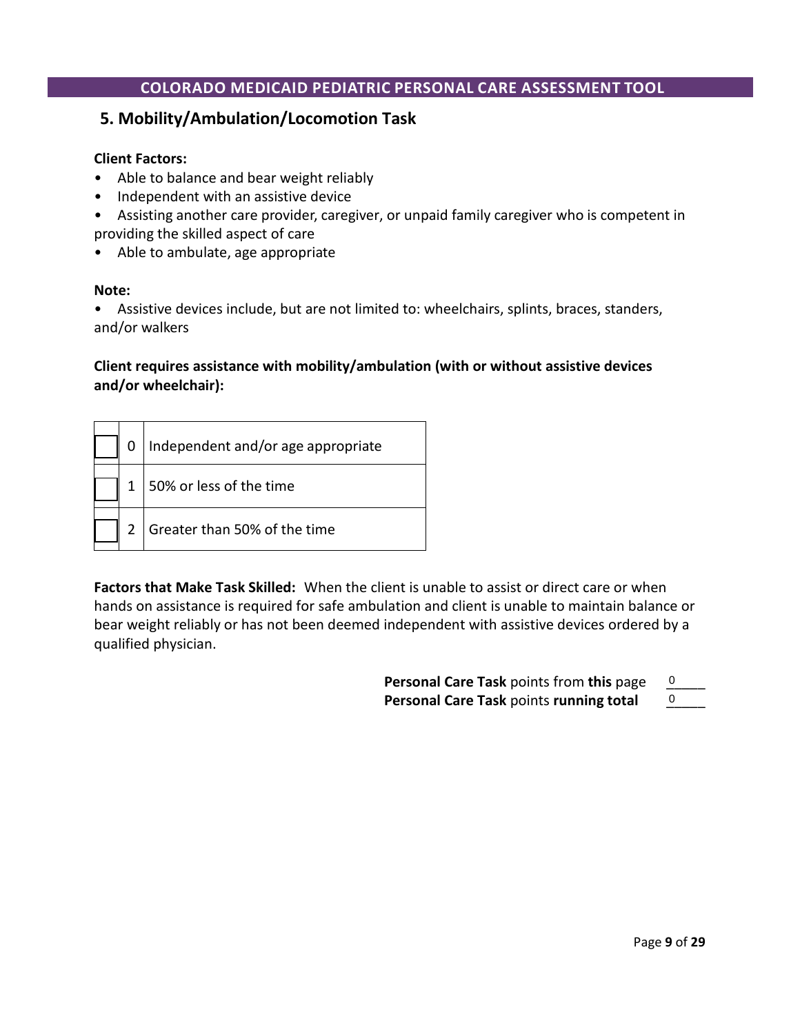## 5. Mobility/Ambulation/Locomotion Task

**Client Factors:**

- Able to balance and bear weight reliably
- Independent with an assistive device
- Assisting another care provider, caregiver, or unpaid family caregiver who is competent in providing the skilled aspect of care
- Able to ambulate, age appropriate

**Note:**

- Assistive devices include, but are not limited to: wheelchairs, splints, braces, standers, and/or walkers

**Client requires assistance with mobility/ambulation (with or without assistive devices and/or wheelchair):**

| | | |
|---|---|---|
| ☐ | 0 | Independent and/or age appropriate |
| ☐ | 1 | 50% or less of the time |
| ☐ | 2 | Greater than 50% of the time |

**Factors that Make Task Skilled:** When the client is unable to assist or direct care or when hands on assistance is required for safe ambulation and client is unable to maintain balance or bear weight reliably or has not been deemed independent with assistive devices ordered by a qualified physician.

**Personal Care Task** points from **this** page 0

**Personal Care Task** points **running total** 0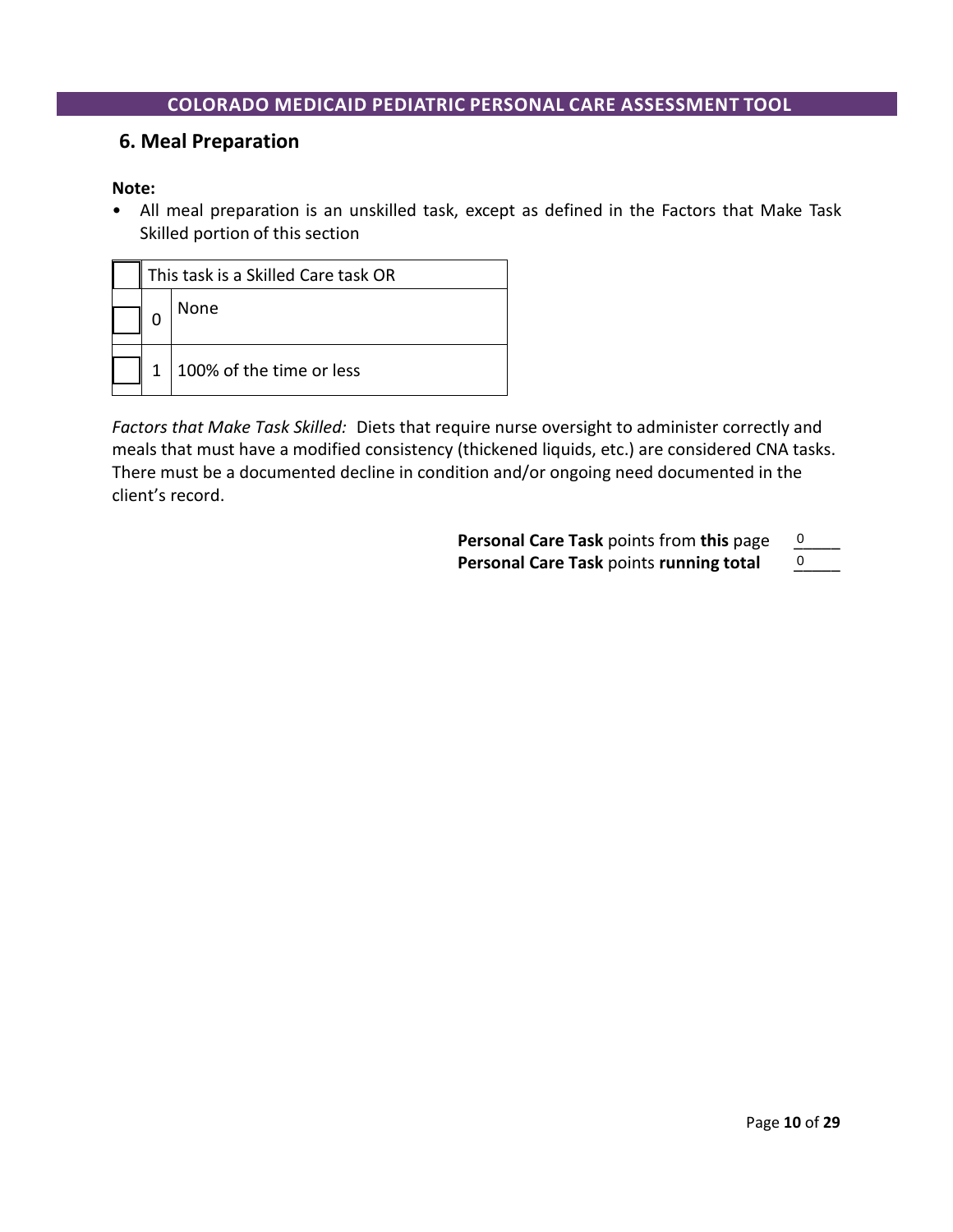## 6. Meal Preparation

**Note:**

- All meal preparation is an unskilled task, except as defined in the Factors that Make Task Skilled portion of this section

| ☐ | This task is a Skilled Care task OR | |
|---|---|---|
| ☐ | 0 | None |
| ☐ | 1 | 100% of the time or less |

*Factors that Make Task Skilled:* Diets that require nurse oversight to administer correctly and meals that must have a modified consistency (thickened liquids, etc.) are considered CNA tasks. There must be a documented decline in condition and/or ongoing need documented in the client's record.

**Personal Care Task** points from **this** page 0\_\_\_\_

**Personal Care Task** points **running total** 0\_\_\_\_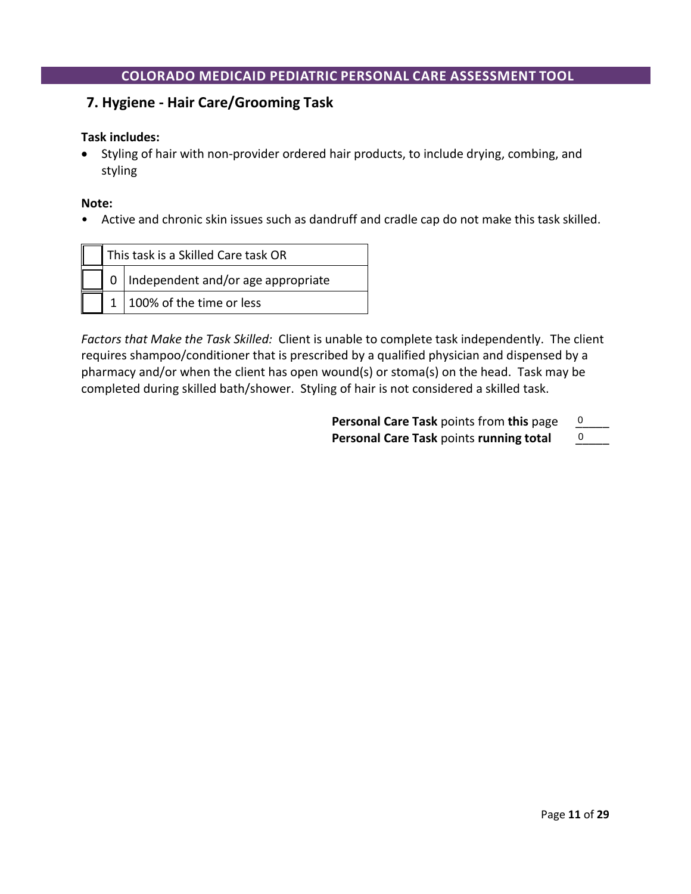## 7. Hygiene - Hair Care/Grooming Task

**Task includes:**

- Styling of hair with non-provider ordered hair products, to include drying, combing, and styling

**Note:**

- Active and chronic skin issues such as dandruff and cradle cap do not make this task skilled.

| ☐ | This task is a Skilled Care task OR | |
|---|---|---|
| ☐ | 0 | Independent and/or age appropriate |
| ☐ | 1 | 100% of the time or less |

*Factors that Make the Task Skilled:* Client is unable to complete task independently. The client requires shampoo/conditioner that is prescribed by a qualified physician and dispensed by a pharmacy and/or when the client has open wound(s) or stoma(s) on the head. Task may be completed during skilled bath/shower. Styling of hair is not considered a skilled task.

**Personal Care Task** points from **this** page 0\_\_\_\_

**Personal Care Task** points **running total** 0\_\_\_\_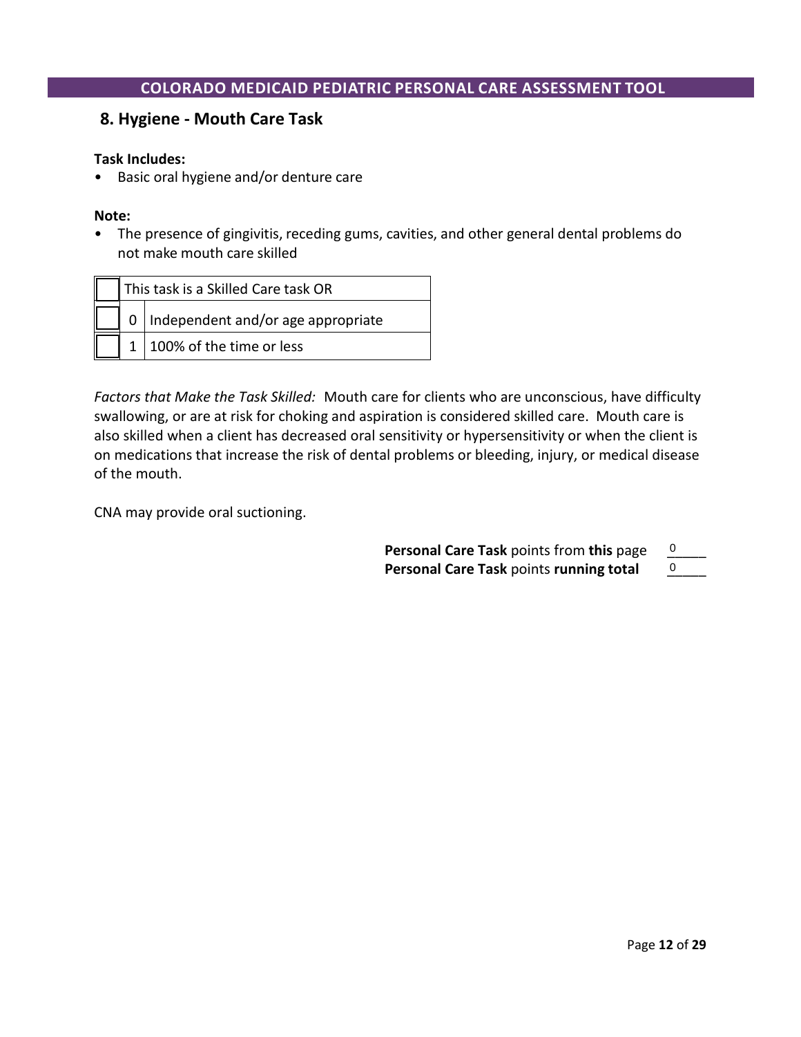## 8. Hygiene - Mouth Care Task

**Task Includes:**

- Basic oral hygiene and/or denture care

**Note:**

- The presence of gingivitis, receding gums, cavities, and other general dental problems do not make mouth care skilled

| | | |
|---|---|---|
| ☐ | This task is a Skilled Care task OR | |
| ☐ | 0 | Independent and/or age appropriate |
| ☐ | 1 | 100% of the time or less |

*Factors that Make the Task Skilled:* Mouth care for clients who are unconscious, have difficulty swallowing, or are at risk for choking and aspiration is considered skilled care. Mouth care is also skilled when a client has decreased oral sensitivity or hypersensitivity or when the client is on medications that increase the risk of dental problems or bleeding, injury, or medical disease of the mouth.

CNA may provide oral suctioning.

**Personal Care Task** points from **this** page 0

**Personal Care Task** points **running total** 0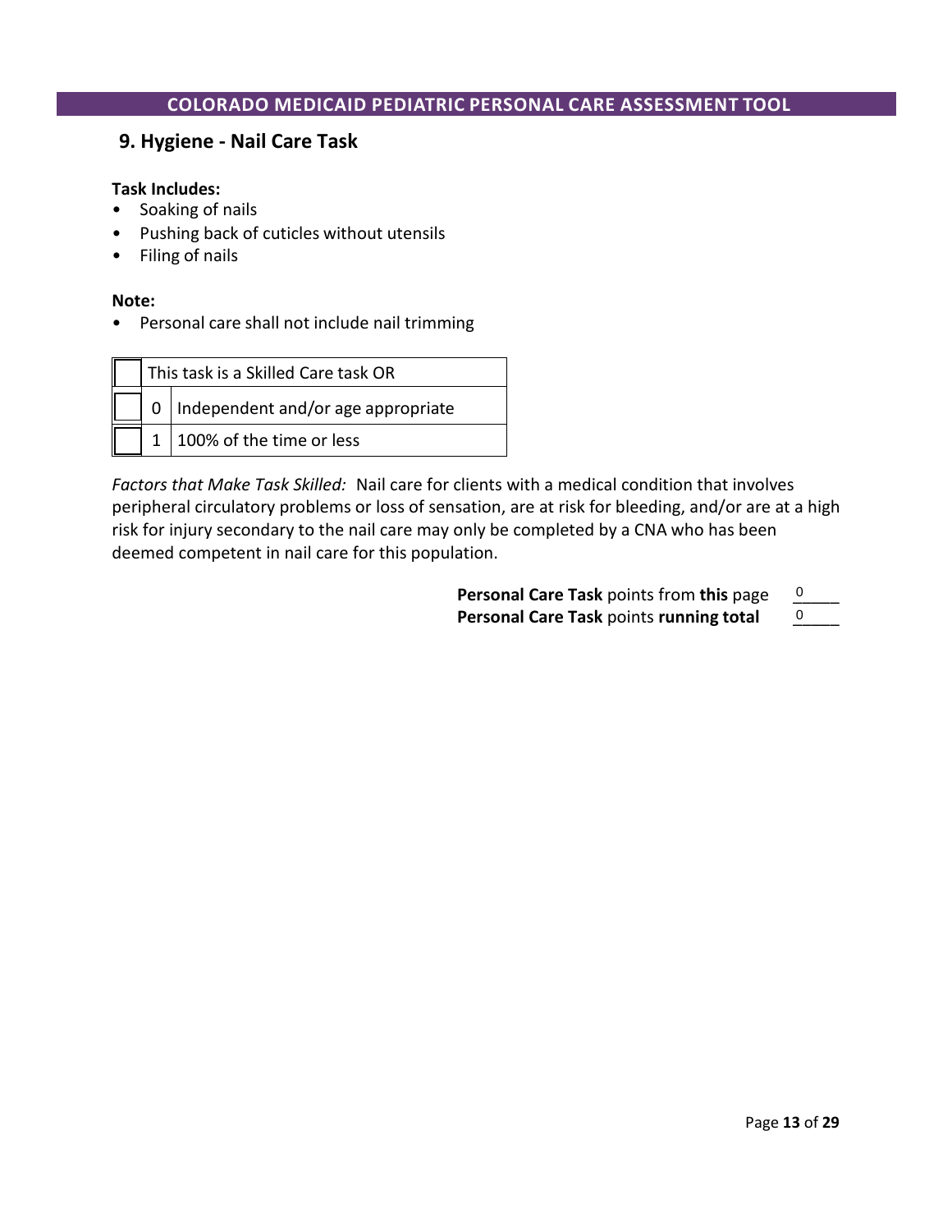## 9. Hygiene - Nail Care Task

**Task Includes:**

- Soaking of nails
- Pushing back of cuticles without utensils
- Filing of nails

**Note:**

- Personal care shall not include nail trimming

| ☐ | This task is a Skilled Care task OR | |
|---|---|---|
| ☐ | 0 | Independent and/or age appropriate |
| ☐ | 1 | 100% of the time or less |

*Factors that Make Task Skilled:* Nail care for clients with a medical condition that involves peripheral circulatory problems or loss of sensation, are at risk for bleeding, and/or are at a high risk for injury secondary to the nail care may only be completed by a CNA who has been deemed competent in nail care for this population.

**Personal Care Task** points from **this** page 0

**Personal Care Task** points **running total** 0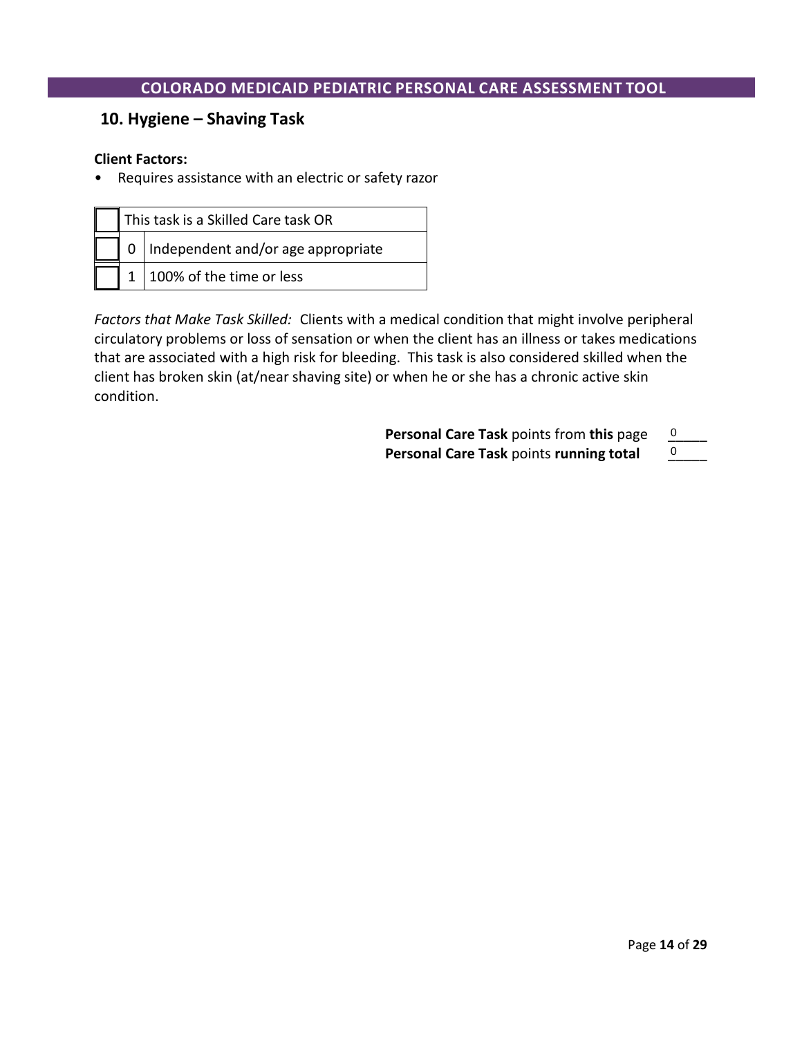## 10. Hygiene – Shaving Task

**Client Factors:**
- Requires assistance with an electric or safety razor

| ☐ | | This task is a Skilled Care task OR |
|---|---|---|
| ☐ | 0 | Independent and/or age appropriate |
| ☐ | 1 | 100% of the time or less |

*Factors that Make Task Skilled:* Clients with a medical condition that might involve peripheral circulatory problems or loss of sensation or when the client has an illness or takes medications that are associated with a high risk for bleeding. This task is also considered skilled when the client has broken skin (at/near shaving site) or when he or she has a chronic active skin condition.

**Personal Care Task** points from **this** page 0____
**Personal Care Task** points **running total** 0____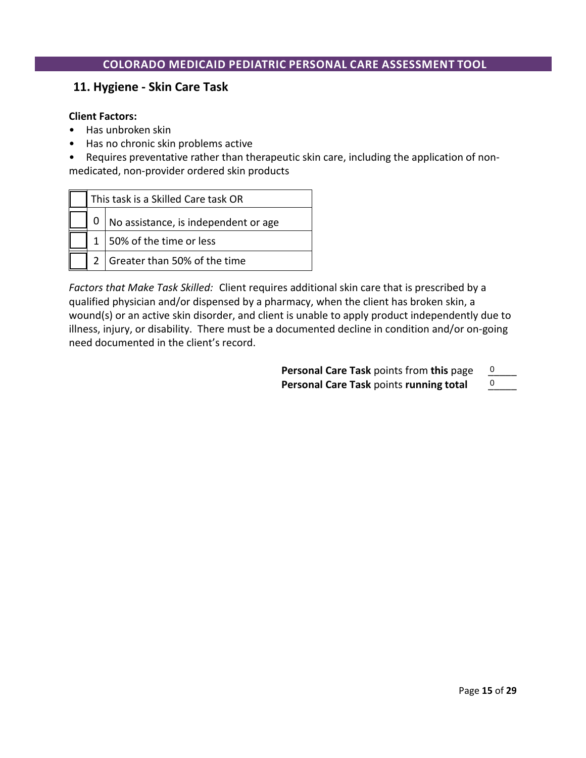## 11. Hygiene - Skin Care Task

**Client Factors:**

- Has unbroken skin
- Has no chronic skin problems active
- Requires preventative rather than therapeutic skin care, including the application of non-medicated, non-provider ordered skin products

| ☐ | This task is a Skilled Care task OR | |
|---|---|---|
| ☐ | 0 | No assistance, is independent or age |
| ☐ | 1 | 50% of the time or less |
| ☐ | 2 | Greater than 50% of the time |

*Factors that Make Task Skilled:* Client requires additional skin care that is prescribed by a qualified physician and/or dispensed by a pharmacy, when the client has broken skin, a wound(s) or an active skin disorder, and client is unable to apply product independently due to illness, injury, or disability. There must be a documented decline in condition and/or on-going need documented in the client's record.

**Personal Care Task** points from **this** page 0

**Personal Care Task** points **running total** 0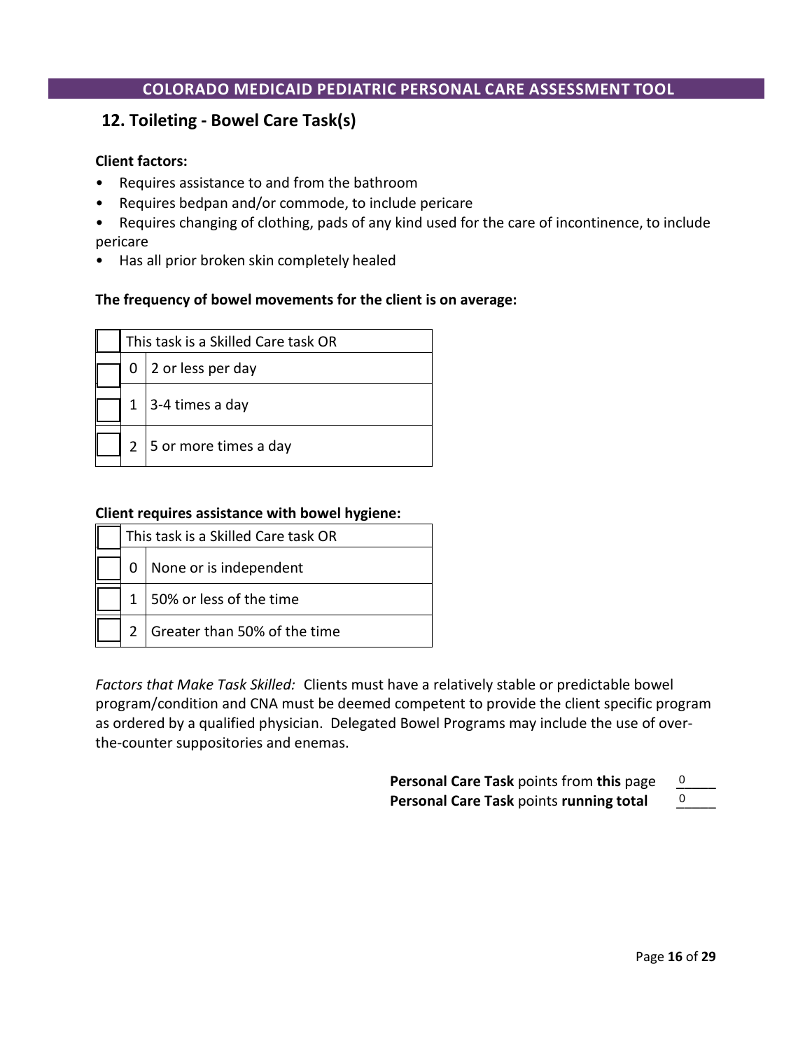## 12. Toileting - Bowel Care Task(s)

**Client factors:**

- Requires assistance to and from the bathroom
- Requires bedpan and/or commode, to include pericare
- Requires changing of clothing, pads of any kind used for the care of incontinence, to include pericare
- Has all prior broken skin completely healed

**The frequency of bowel movements for the client is on average:**

| ☐ | This task is a Skilled Care task OR | |
|---|---|---|
| ☐ | 0 | 2 or less per day |
| ☐ | 1 | 3-4 times a day |
| ☐ | 2 | 5 or more times a day |

**Client requires assistance with bowel hygiene:**

| ☐ | This task is a Skilled Care task OR | |
|---|---|---|
| ☐ | 0 | None or is independent |
| ☐ | 1 | 50% or less of the time |
| ☐ | 2 | Greater than 50% of the time |

*Factors that Make Task Skilled:* Clients must have a relatively stable or predictable bowel program/condition and CNA must be deemed competent to provide the client specific program as ordered by a qualified physician. Delegated Bowel Programs may include the use of over-the-counter suppositories and enemas.

**Personal Care Task** points from **this** page 0

**Personal Care Task** points **running total** 0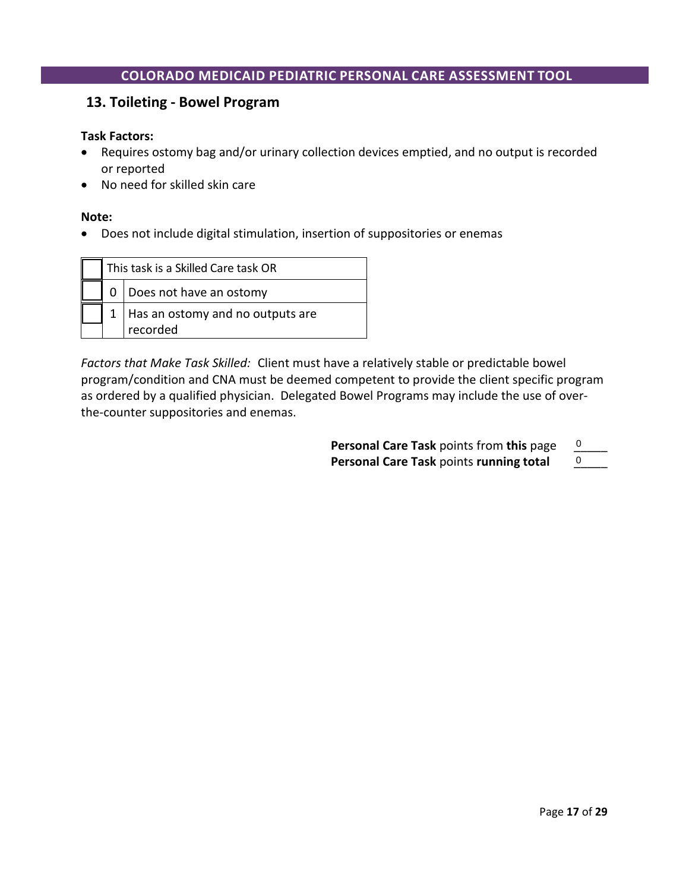## 13. Toileting - Bowel Program

**Task Factors:**

- Requires ostomy bag and/or urinary collection devices emptied, and no output is recorded or reported
- No need for skilled skin care

**Note:**

- Does not include digital stimulation, insertion of suppositories or enemas

| ☐ | | This task is a Skilled Care task OR |
|---|---|---|
| ☐ | 0 | Does not have an ostomy |
| ☐ | 1 | Has an ostomy and no outputs are recorded |

*Factors that Make Task Skilled:* Client must have a relatively stable or predictable bowel program/condition and CNA must be deemed competent to provide the client specific program as ordered by a qualified physician. Delegated Bowel Programs may include the use of over-the-counter suppositories and enemas.

**Personal Care Task** points from **this** page 0

**Personal Care Task** points **running total** 0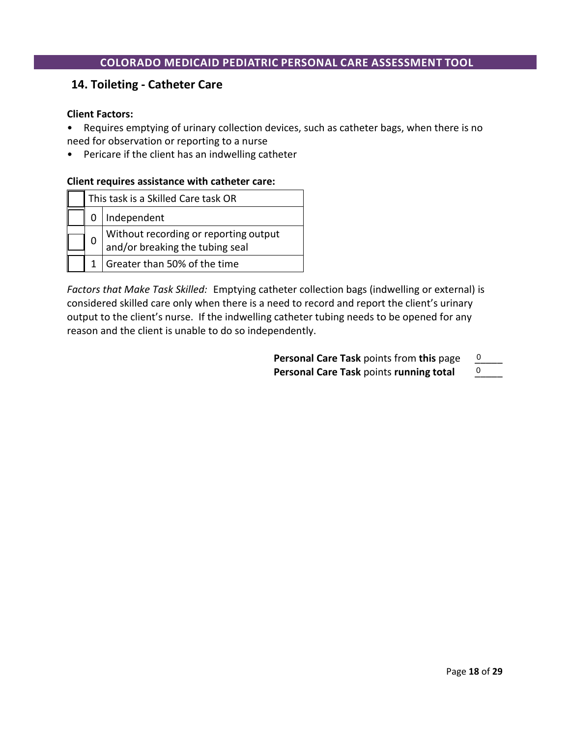## 14. Toileting - Catheter Care

**Client Factors:**

- Requires emptying of urinary collection devices, such as catheter bags, when there is no need for observation or reporting to a nurse
- Pericare if the client has an indwelling catheter

**Client requires assistance with catheter care:**

| | | |
|---|---|---|
| ☐ | This task is a Skilled Care task OR | |
| ☐ | 0 | Independent |
| ☐ | 0 | Without recording or reporting output and/or breaking the tubing seal |
| ☐ | 1 | Greater than 50% of the time |

*Factors that Make Task Skilled:* Emptying catheter collection bags (indwelling or external) is considered skilled care only when there is a need to record and report the client's urinary output to the client's nurse. If the indwelling catheter tubing needs to be opened for any reason and the client is unable to do so independently.

**Personal Care Task** points from **this** page 0

**Personal Care Task** points **running total** 0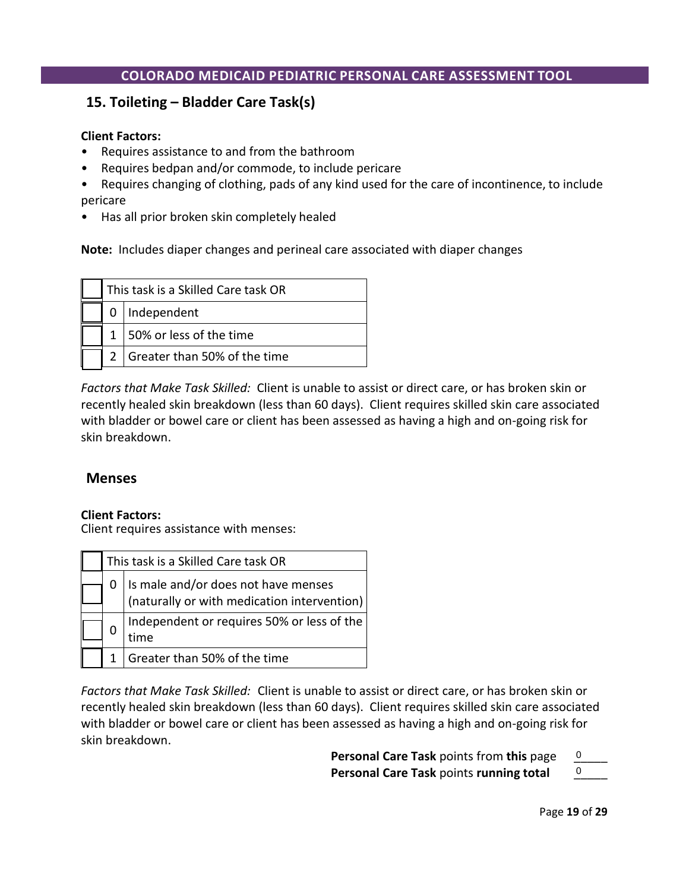# 15. Toileting – Bladder Care Task(s)

**Client Factors:**

- Requires assistance to and from the bathroom
- Requires bedpan and/or commode, to include pericare
- Requires changing of clothing, pads of any kind used for the care of incontinence, to include pericare
- Has all prior broken skin completely healed

**Note:** Includes diaper changes and perineal care associated with diaper changes

| ☐ | This task is a Skilled Care task OR | |
|---|---|---|
| ☐ | 0 | Independent |
| ☐ | 1 | 50% or less of the time |
| ☐ | 2 | Greater than 50% of the time |

*Factors that Make Task Skilled:* Client is unable to assist or direct care, or has broken skin or recently healed skin breakdown (less than 60 days). Client requires skilled skin care associated with bladder or bowel care or client has been assessed as having a high and on-going risk for skin breakdown.

## Menses

**Client Factors:**

Client requires assistance with menses:

| ☐ | This task is a Skilled Care task OR | |
|---|---|---|
| ☐ | 0 | Is male and/or does not have menses (naturally or with medication intervention) |
| ☐ | 0 | Independent or requires 50% or less of the time |
| ☐ | 1 | Greater than 50% of the time |

*Factors that Make Task Skilled:* Client is unable to assist or direct care, or has broken skin or recently healed skin breakdown (less than 60 days). Client requires skilled skin care associated with bladder or bowel care or client has been assessed as having a high and on-going risk for skin breakdown.

**Personal Care Task** points from **this** page 0\_\_\_\_

**Personal Care Task** points **running total** 0\_\_\_\_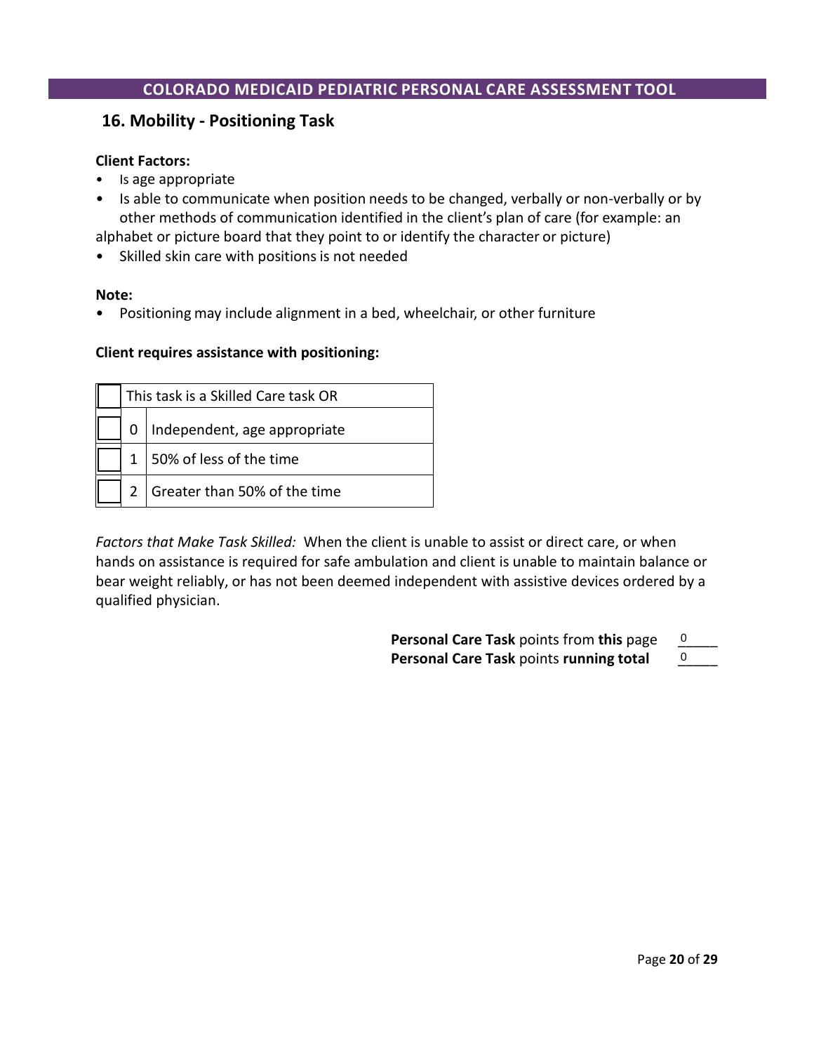## 16. Mobility - Positioning Task

**Client Factors:**

- Is age appropriate
- Is able to communicate when position needs to be changed, verbally or non-verbally or by other methods of communication identified in the client's plan of care (for example: an alphabet or picture board that they point to or identify the character or picture)
- Skilled skin care with positions is not needed

**Note:**

- Positioning may include alignment in a bed, wheelchair, or other furniture

**Client requires assistance with positioning:**

| ☐ | This task is a Skilled Care task OR | |
|---|---|---|
| ☐ | 0 | Independent, age appropriate |
| ☐ | 1 | 50% of less of the time |
| ☐ | 2 | Greater than 50% of the time |

*Factors that Make Task Skilled:* When the client is unable to assist or direct care, or when hands on assistance is required for safe ambulation and client is unable to maintain balance or bear weight reliably, or has not been deemed independent with assistive devices ordered by a qualified physician.

**Personal Care Task** points from **this** page 0

**Personal Care Task** points **running total** 0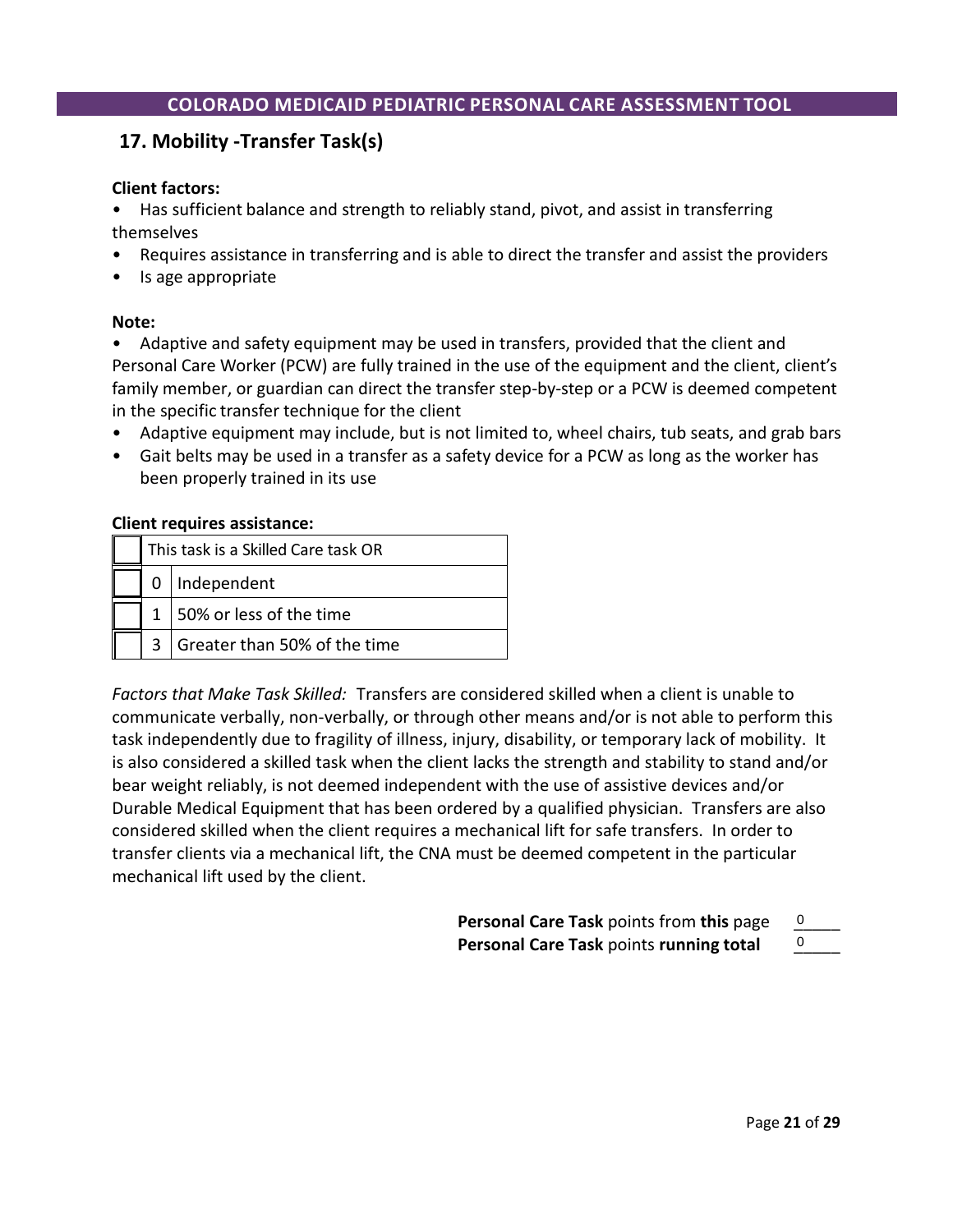## 17. Mobility -Transfer Task(s)

**Client factors:**

- Has sufficient balance and strength to reliably stand, pivot, and assist in transferring themselves
- Requires assistance in transferring and is able to direct the transfer and assist the providers
- Is age appropriate

**Note:**

- Adaptive and safety equipment may be used in transfers, provided that the client and Personal Care Worker (PCW) are fully trained in the use of the equipment and the client, client's family member, or guardian can direct the transfer step-by-step or a PCW is deemed competent in the specific transfer technique for the client
- Adaptive equipment may include, but is not limited to, wheel chairs, tub seats, and grab bars
- Gait belts may be used in a transfer as a safety device for a PCW as long as the worker has been properly trained in its use

**Client requires assistance:**

| | | |
|---|---|---|
| ☐ | This task is a Skilled Care task OR | |
| ☐ | 0 | Independent |
| ☐ | 1 | 50% or less of the time |
| ☐ | 3 | Greater than 50% of the time |

*Factors that Make Task Skilled:* Transfers are considered skilled when a client is unable to communicate verbally, non-verbally, or through other means and/or is not able to perform this task independently due to fragility of illness, injury, disability, or temporary lack of mobility. It is also considered a skilled task when the client lacks the strength and stability to stand and/or bear weight reliably, is not deemed independent with the use of assistive devices and/or Durable Medical Equipment that has been ordered by a qualified physician. Transfers are also considered skilled when the client requires a mechanical lift for safe transfers. In order to transfer clients via a mechanical lift, the CNA must be deemed competent in the particular mechanical lift used by the client.

**Personal Care Task** points from **this** page 0

**Personal Care Task** points **running total** 0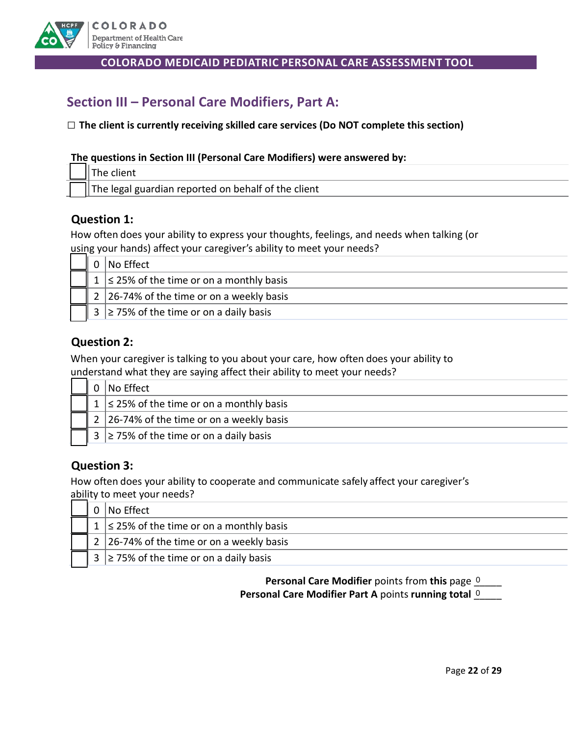## Section III – Personal Care Modifiers, Part A:

☐ **The client is currently receiving skilled care services (Do NOT complete this section)**

**The questions in Section III (Personal Care Modifiers) were answered by:**

| | |
|---|---|
| ☐ | The client |
| ☐ | The legal guardian reported on behalf of the client |

### Question 1:

How often does your ability to express your thoughts, feelings, and needs when talking (or using your hands) affect your caregiver's ability to meet your needs?

| | | |
|---|---|---|
| ☐ | 0 | No Effect |
| ☐ | 1 | ≤ 25% of the time or on a monthly basis |
| ☐ | 2 | 26-74% of the time or on a weekly basis |
| ☐ | 3 | ≥ 75% of the time or on a daily basis |

### Question 2:

When your caregiver is talking to you about your care, how often does your ability to understand what they are saying affect their ability to meet your needs?

| | | |
|---|---|---|
| ☐ | 0 | No Effect |
| ☐ | 1 | ≤ 25% of the time or on a monthly basis |
| ☐ | 2 | 26-74% of the time or on a weekly basis |
| ☐ | 3 | ≥ 75% of the time or on a daily basis |

### Question 3:

How often does your ability to cooperate and communicate safely affect your caregiver's ability to meet your needs?

| | | |
|---|---|---|
| ☐ | 0 | No Effect |
| ☐ | 1 | ≤ 25% of the time or on a monthly basis |
| ☐ | 2 | 26-74% of the time or on a weekly basis |
| ☐ | 3 | ≥ 75% of the time or on a daily basis |

**Personal Care Modifier** points from **this** page 0\_\_\_\_

**Personal Care Modifier Part A** points **running total** 0\_\_\_\_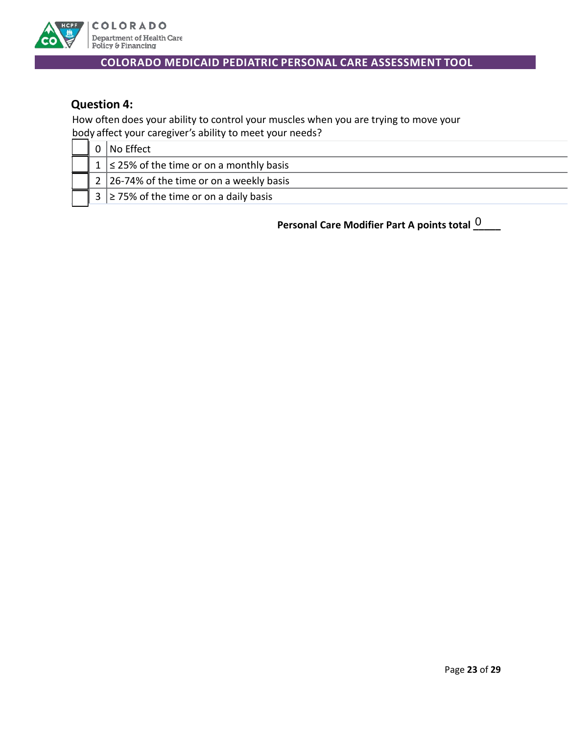## Question 4:

How often does your ability to control your muscles when you are trying to move your body affect your caregiver's ability to meet your needs?

| | | |
|---|---|---|
| ☐ | 0 | No Effect |
| ☐ | 1 | ≤ 25% of the time or on a monthly basis |
| ☐ | 2 | 26-74% of the time or on a weekly basis |
| ☐ | 3 | ≥ 75% of the time or on a daily basis |

**Personal Care Modifier Part A points total** 0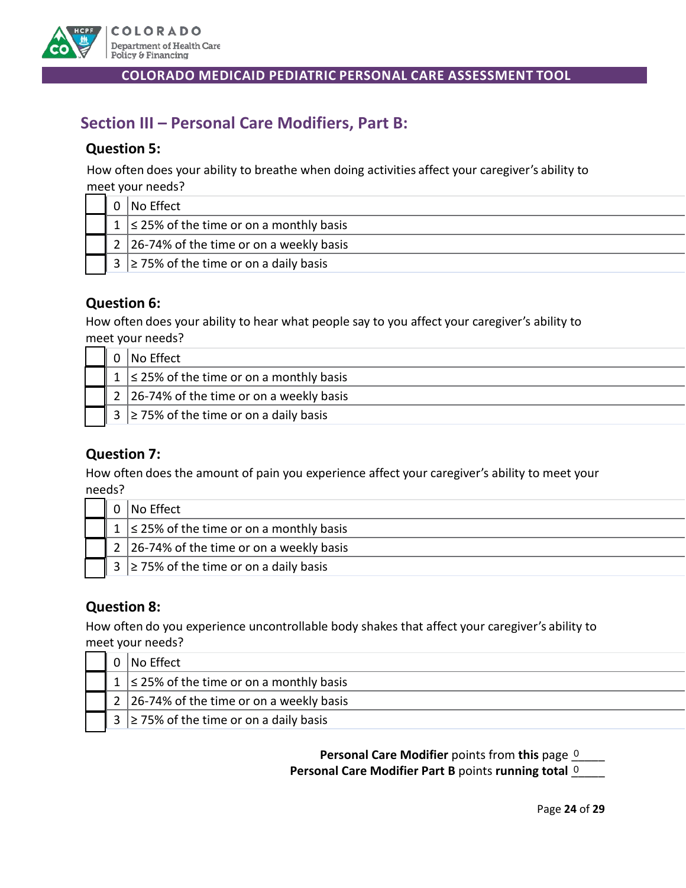## Section III – Personal Care Modifiers, Part B:

### Question 5:

How often does your ability to breathe when doing activities affect your caregiver's ability to meet your needs?

| | | |
|---|---|---|
| ☐ | 0 | No Effect |
| ☐ | 1 | ≤ 25% of the time or on a monthly basis |
| ☐ | 2 | 26-74% of the time or on a weekly basis |
| ☐ | 3 | ≥ 75% of the time or on a daily basis |

### Question 6:

How often does your ability to hear what people say to you affect your caregiver's ability to meet your needs?

| | | |
|---|---|---|
| ☐ | 0 | No Effect |
| ☐ | 1 | ≤ 25% of the time or on a monthly basis |
| ☐ | 2 | 26-74% of the time or on a weekly basis |
| ☐ | 3 | ≥ 75% of the time or on a daily basis |

### Question 7:

How often does the amount of pain you experience affect your caregiver's ability to meet your needs?

| | | |
|---|---|---|
| ☐ | 0 | No Effect |
| ☐ | 1 | ≤ 25% of the time or on a monthly basis |
| ☐ | 2 | 26-74% of the time or on a weekly basis |
| ☐ | 3 | ≥ 75% of the time or on a daily basis |

### Question 8:

How often do you experience uncontrollable body shakes that affect your caregiver's ability to meet your needs?

| | | |
|---|---|---|
| ☐ | 0 | No Effect |
| ☐ | 1 | ≤ 25% of the time or on a monthly basis |
| ☐ | 2 | 26-74% of the time or on a weekly basis |
| ☐ | 3 | ≥ 75% of the time or on a daily basis |

**Personal Care Modifier** points from **this** page 0_____

**Personal Care Modifier Part B** points **running total** 0_____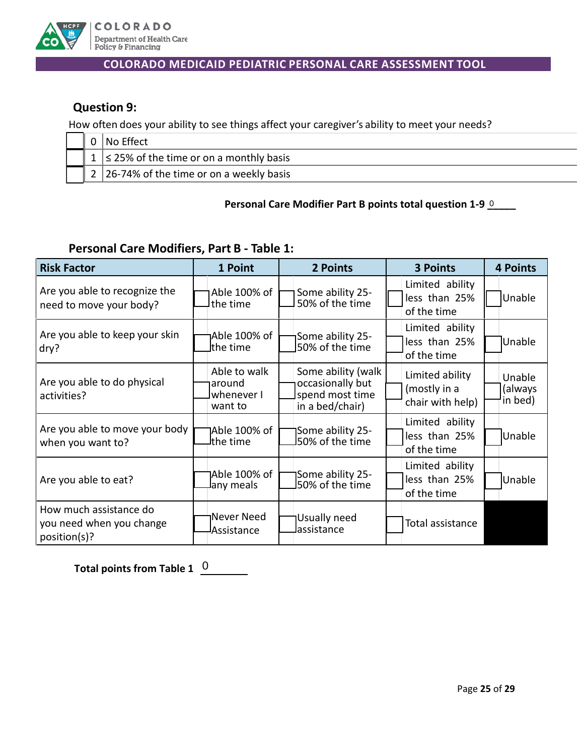**Question 9:**

How often does your ability to see things affect your caregiver's ability to meet your needs?

| | | |
|---|---|---|
| ☐ | 0 | No Effect |
| ☐ | 1 | ≤ 25% of the time or on a monthly basis |
| ☐ | 2 | 26-74% of the time or on a weekly basis |

**Personal Care Modifier Part B points total question 1-9** 0

## Personal Care Modifiers, Part B - Table 1:

| Risk Factor | 1 Point | 2 Points | 3 Points | 4 Points |
|---|---|---|---|---|
| Are you able to recognize the need to move your body? | ☐ Able 100% of the time | ☐ Some ability 25-50% of the time | ☐ Limited ability less than 25% of the time | ☐ Unable |
| Are you able to keep your skin dry? | ☐ Able 100% of the time | ☐ Some ability 25-50% of the time | ☐ Limited ability less than 25% of the time | ☐ Unable |
| Are you able to do physical activities? | ☐ Able to walk around whenever I want to | ☐ Some ability (walk occasionally but spend most time in a bed/chair) | ☐ Limited ability (mostly in a chair with help) | ☐ Unable (always in bed) |
| Are you able to move your body when you want to? | ☐ Able 100% of the time | ☐ Some ability 25-50% of the time | ☐ Limited ability less than 25% of the time | ☐ Unable |
| Are you able to eat? | ☐ Able 100% of any meals | ☐ Some ability 25-50% of the time | ☐ Limited ability less than 25% of the time | ☐ Unable |
| How much assistance do you need when you change position(s)? | ☐ Never Need Assistance | ☐ Usually need assistance | ☐ Total assistance | |

**Total points from Table 1** 0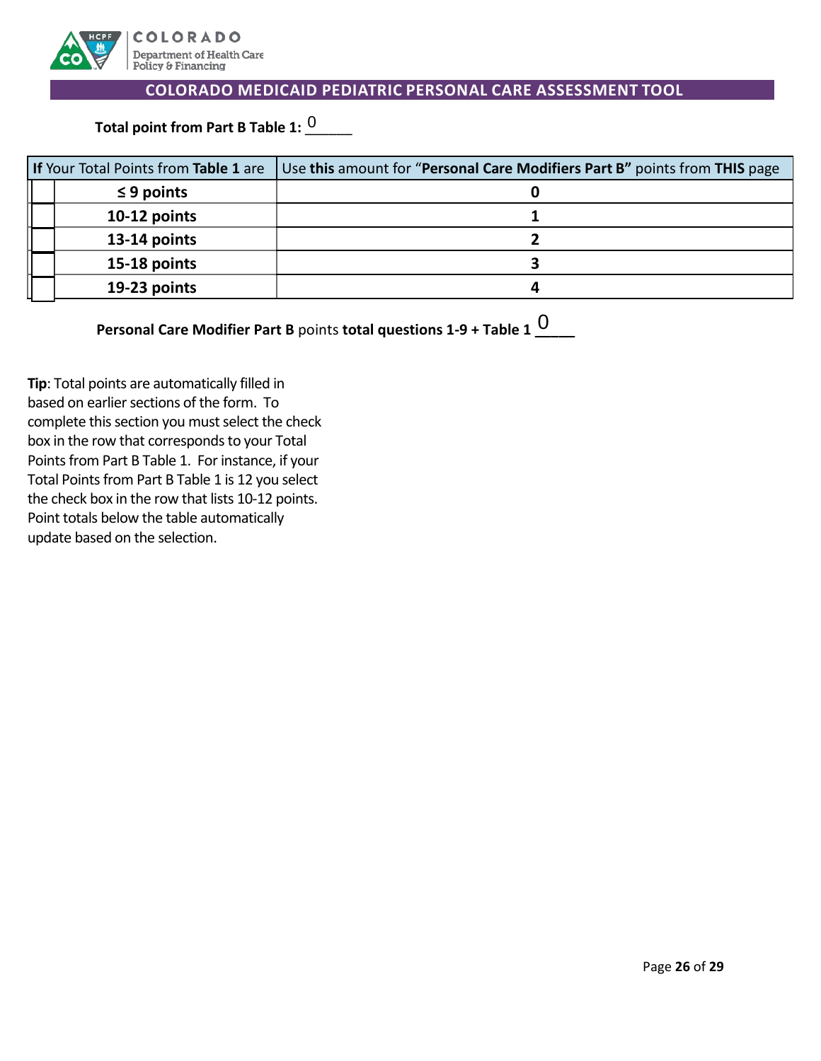COLORADO MEDICAID PEDIATRIC PERSONAL CARE ASSESSMENT TOOL

**Total point from Part B Table 1:** 0

| **If** Your Total Points from **Table 1** are | Use **this** amount for "**Personal Care Modifiers Part B"** points from **THIS** page |
|---|---|
| ☐ **≤ 9 points** | **0** |
| ☐ **10-12 points** | **1** |
| ☐ **13-14 points** | **2** |
| ☐ **15-18 points** | **3** |
| ☐ **19-23 points** | **4** |

**Personal Care Modifier Part B** points **total questions 1-9 + Table 1** 0

**Tip**: Total points are automatically filled in based on earlier sections of the form. To complete this section you must select the check box in the row that corresponds to your Total Points from Part B Table 1. For instance, if your Total Points from Part B Table 1 is 12 you select the check box in the row that lists 10-12 points. Point totals below the table automatically update based on the selection.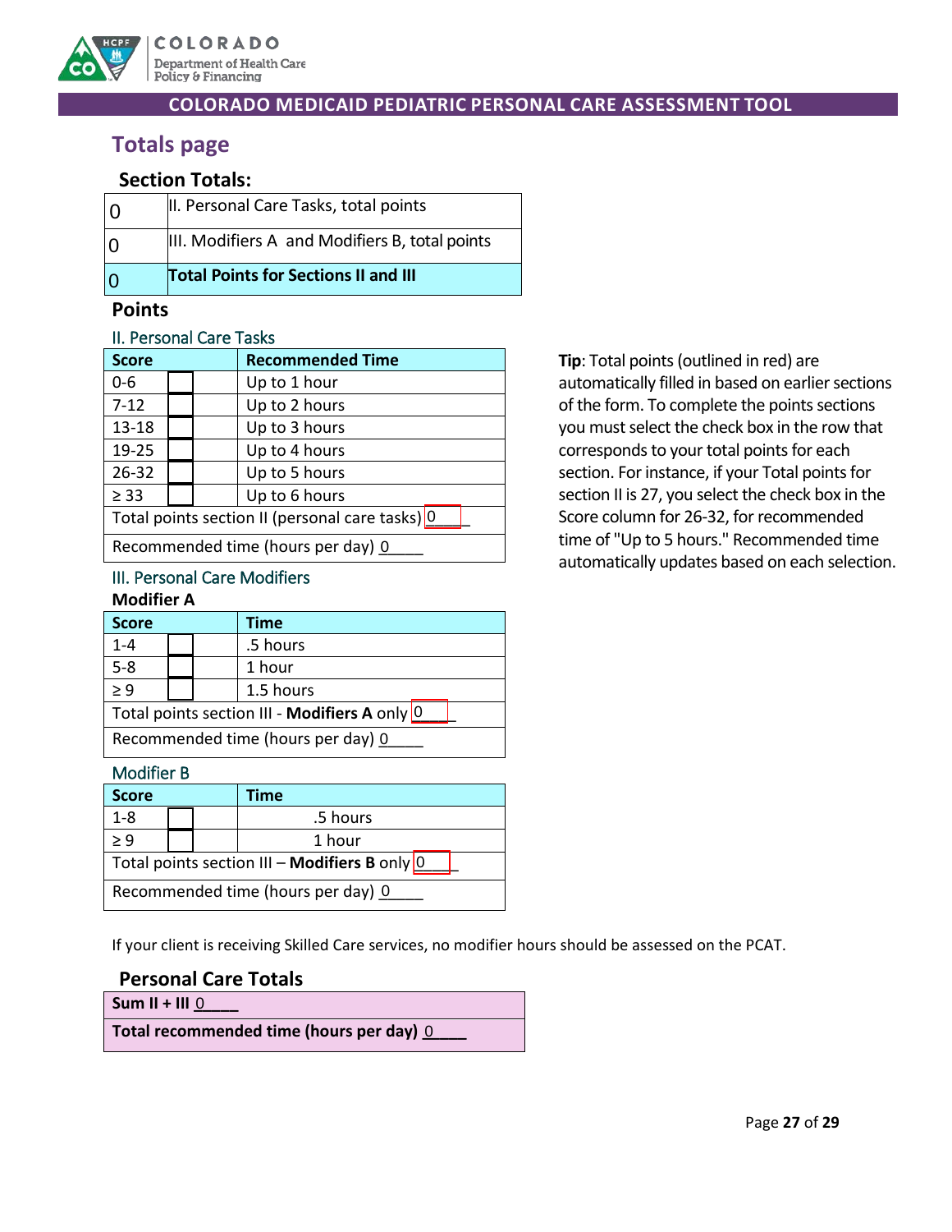COLORADO MEDICAID PEDIATRIC PERSONAL CARE ASSESSMENT TOOL

# Totals page

## Section Totals:

| | |
|---|---|
| 0 | II. Personal Care Tasks, total points |
| 0 | III. Modifiers A and Modifiers B, total points |
| 0 | **Total Points for Sections II and III** |

## Points

### II. Personal Care Tasks

| Score | | Recommended Time |
|---|---|---|
| 0-6 | ☐ | Up to 1 hour |
| 7-12 | ☐ | Up to 2 hours |
| 13-18 | ☐ | Up to 3 hours |
| 19-25 | ☐ | Up to 4 hours |
| 26-32 | ☐ | Up to 5 hours |
| ≥ 33 | ☐ | Up to 6 hours |
| Total points section II (personal care tasks) 0____ | | |
| Recommended time (hours per day) 0____ | | |

**Tip**: Total points (outlined in red) are automatically filled in based on earlier sections of the form. To complete the points sections you must select the check box in the row that corresponds to your total points for each section. For instance, if your Total points for section II is 27, you select the check box in the Score column for 26-32, for recommended time of "Up to 5 hours." Recommended time automatically updates based on each selection.

### III. Personal Care Modifiers

**Modifier A**

| Score | | Time |
|---|---|---|
| 1-4 | ☐ | .5 hours |
| 5-8 | ☐ | 1 hour |
| ≥ 9 | ☐ | 1.5 hours |
| Total points section III - **Modifiers A** only 0____ | | |
| Recommended time (hours per day) 0____ | | |

### Modifier B

| Score | | Time |
|---|---|---|
| 1-8 | ☐ | .5 hours |
| ≥ 9 | ☐ | 1 hour |
| Total points section III – **Modifiers B** only 0____ | | |
| Recommended time (hours per day) 0____ | | |

If your client is receiving Skilled Care services, no modifier hours should be assessed on the PCAT.

## Personal Care Totals

| |
|---|
| **Sum II + III** 0____ |
| **Total recommended time (hours per day)** 0____ |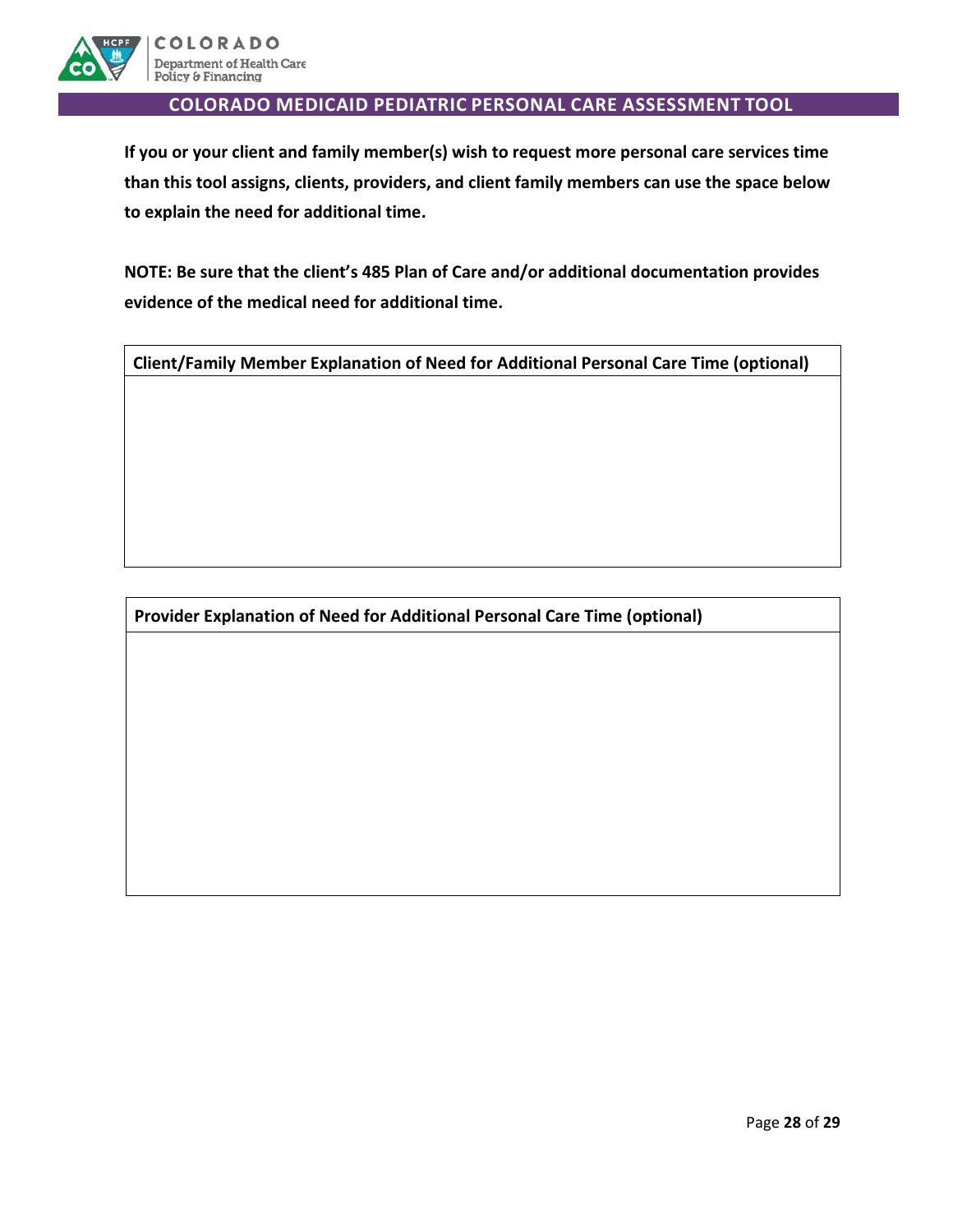**If you or your client and family member(s) wish to request more personal care services time than this tool assigns, clients, providers, and client family members can use the space below to explain the need for additional time.**

**NOTE: Be sure that the client's 485 Plan of Care and/or additional documentation provides evidence of the medical need for additional time.**

| Client/Family Member Explanation of Need for Additional Personal Care Time (optional) |
| --- |
| |

| Provider Explanation of Need for Additional Personal Care Time (optional) |
| --- |
| |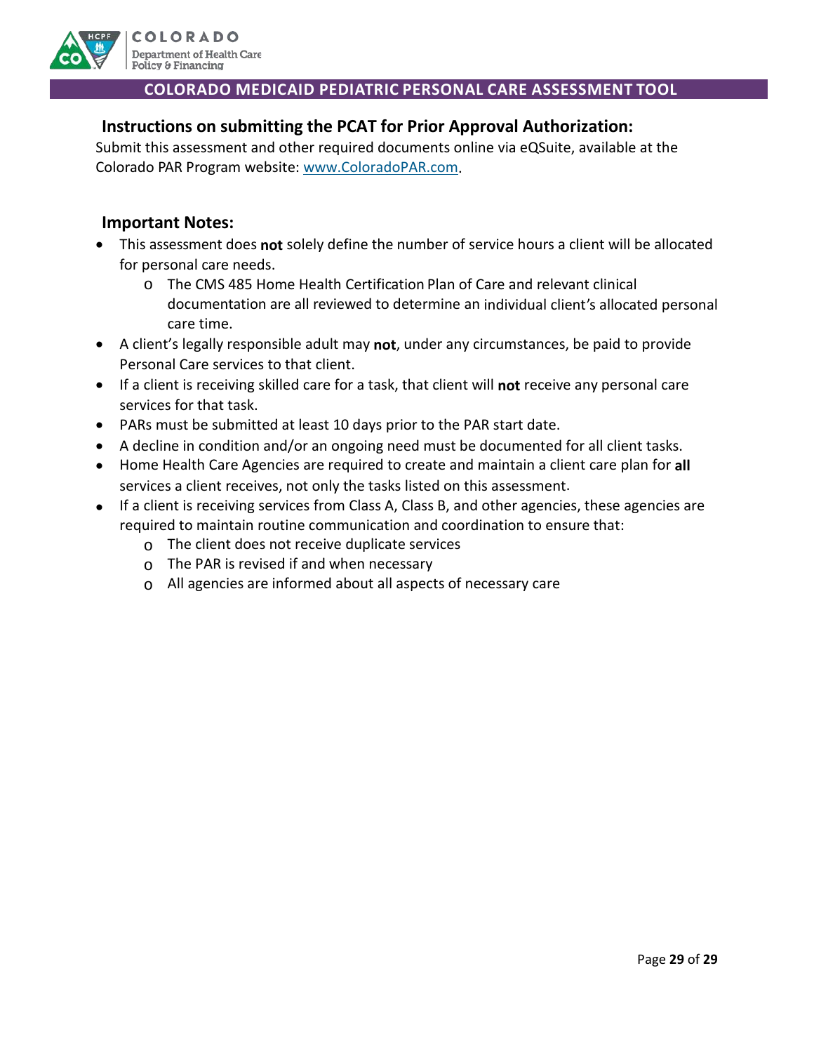COLORADO MEDICAID PEDIATRIC PERSONAL CARE ASSESSMENT TOOL

## Instructions on submitting the PCAT for Prior Approval Authorization:

Submit this assessment and other required documents online via eQSuite, available at the Colorado PAR Program website: [www.ColoradoPAR.com](http://www.ColoradoPAR.com).

## Important Notes:

- This assessment does **not** solely define the number of service hours a client will be allocated for personal care needs.
  - The CMS 485 Home Health Certification Plan of Care and relevant clinical documentation are all reviewed to determine an individual client's allocated personal care time.
- A client's legally responsible adult may **not**, under any circumstances, be paid to provide Personal Care services to that client.
- If a client is receiving skilled care for a task, that client will **not** receive any personal care services for that task.
- PARs must be submitted at least 10 days prior to the PAR start date.
- A decline in condition and/or an ongoing need must be documented for all client tasks.
- Home Health Care Agencies are required to create and maintain a client care plan for **all** services a client receives, not only the tasks listed on this assessment.
- If a client is receiving services from Class A, Class B, and other agencies, these agencies are required to maintain routine communication and coordination to ensure that:
  - The client does not receive duplicate services
  - The PAR is revised if and when necessary
  - All agencies are informed about all aspects of necessary care